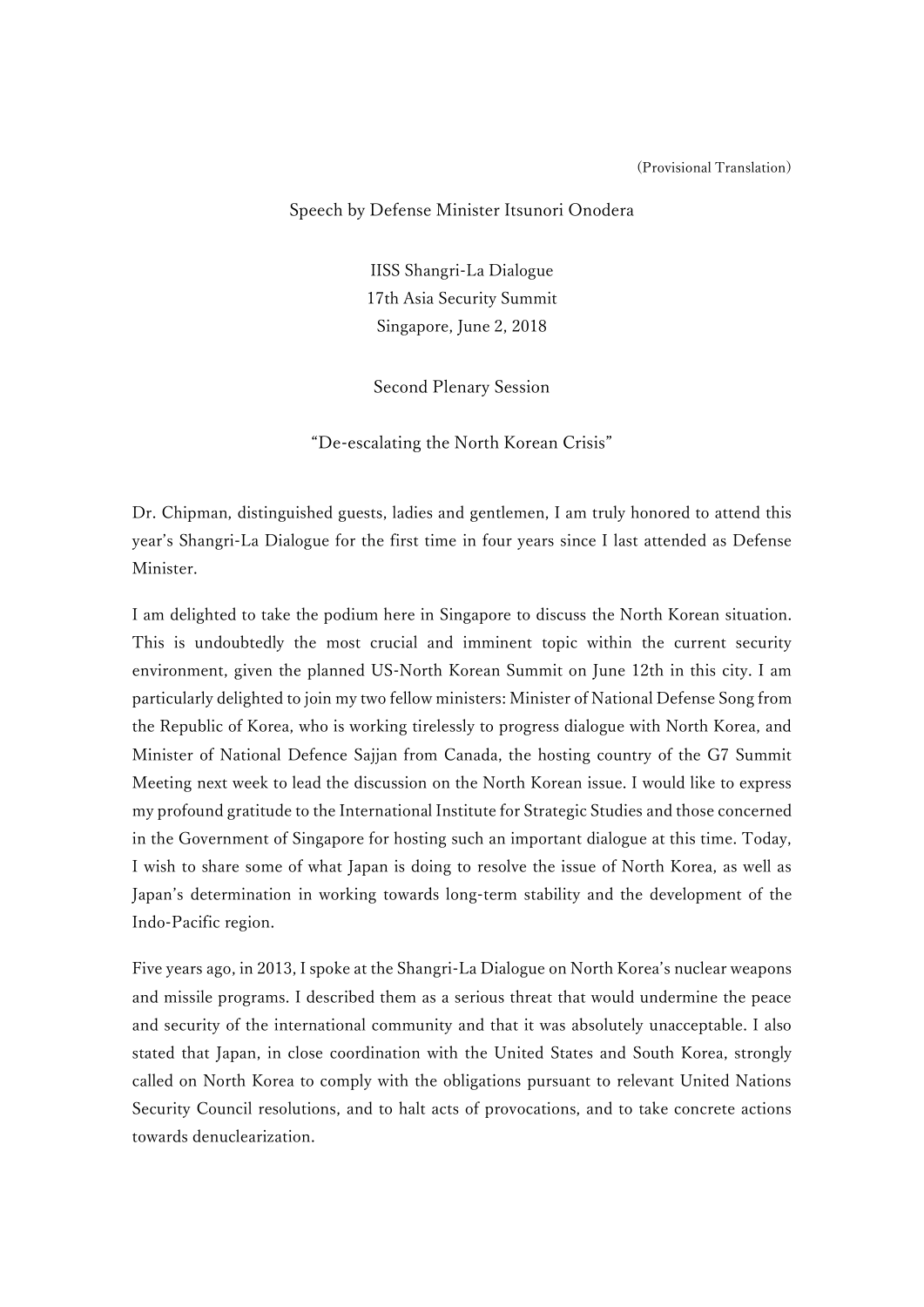(Provisional Translation)

# Speech by Defense Minister Itsunori Onodera

IISS Shangri-La Dialogue
17th Asia Security Summit
Singapore, June 2, 2018

## Second Plenary Session

## "De-escalating the North Korean Crisis"

Dr. Chipman, distinguished guests, ladies and gentlemen, I am truly honored to attend this year's Shangri-La Dialogue for the first time in four years since I last attended as Defense Minister.

I am delighted to take the podium here in Singapore to discuss the North Korean situation. This is undoubtedly the most crucial and imminent topic within the current security environment, given the planned US-North Korean Summit on June 12th in this city. I am particularly delighted to join my two fellow ministers: Minister of National Defense Song from the Republic of Korea, who is working tirelessly to progress dialogue with North Korea, and Minister of National Defence Sajjan from Canada, the hosting country of the G7 Summit Meeting next week to lead the discussion on the North Korean issue. I would like to express my profound gratitude to the International Institute for Strategic Studies and those concerned in the Government of Singapore for hosting such an important dialogue at this time. Today, I wish to share some of what Japan is doing to resolve the issue of North Korea, as well as Japan's determination in working towards long-term stability and the development of the Indo-Pacific region.

Five years ago, in 2013, I spoke at the Shangri-La Dialogue on North Korea's nuclear weapons and missile programs. I described them as a serious threat that would undermine the peace and security of the international community and that it was absolutely unacceptable. I also stated that Japan, in close coordination with the United States and South Korea, strongly called on North Korea to comply with the obligations pursuant to relevant United Nations Security Council resolutions, and to halt acts of provocations, and to take concrete actions towards denuclearization.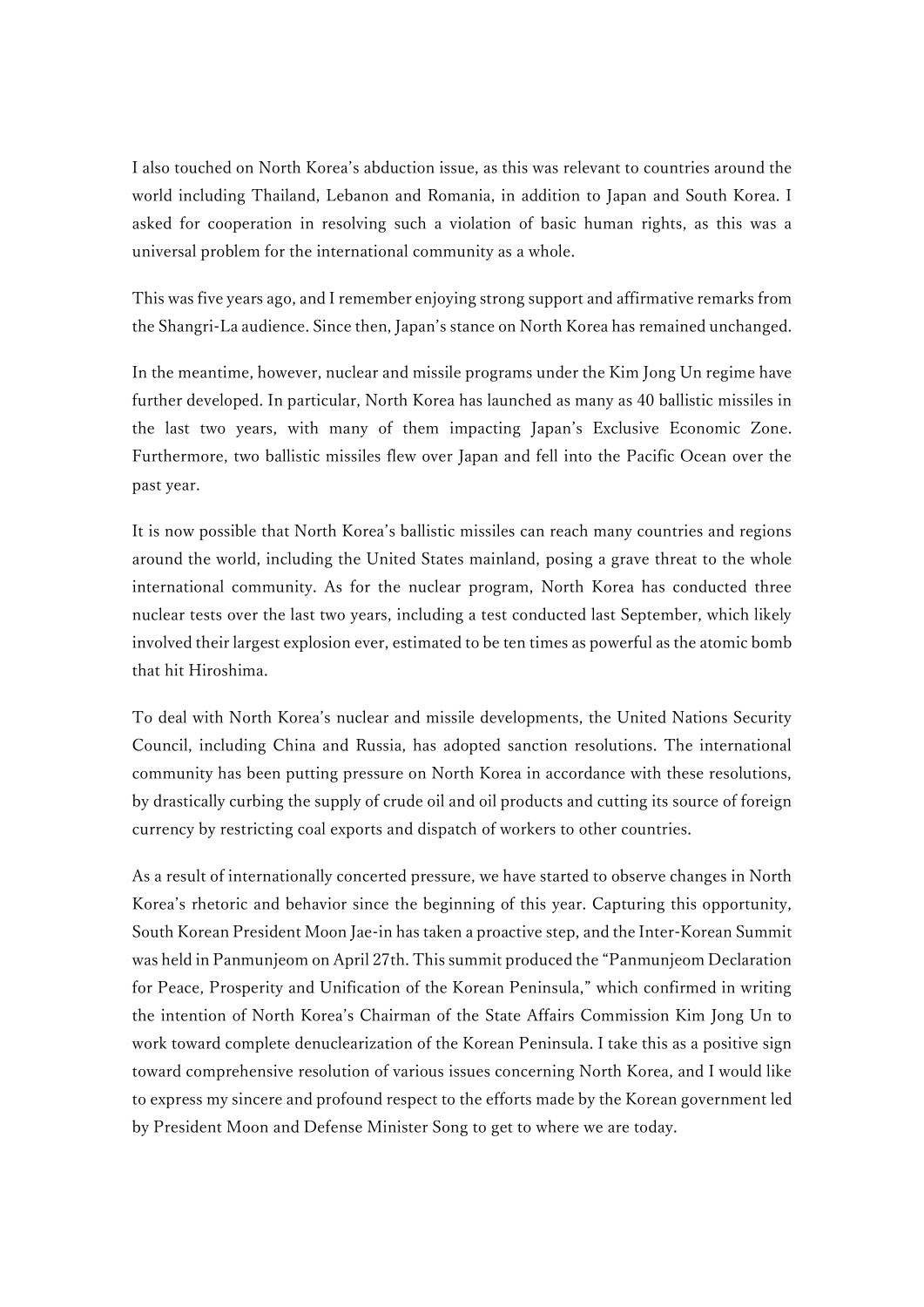I also touched on North Korea's abduction issue, as this was relevant to countries around the world including Thailand, Lebanon and Romania, in addition to Japan and South Korea. I asked for cooperation in resolving such a violation of basic human rights, as this was a universal problem for the international community as a whole.

This was five years ago, and I remember enjoying strong support and affirmative remarks from the Shangri-La audience. Since then, Japan's stance on North Korea has remained unchanged.

In the meantime, however, nuclear and missile programs under the Kim Jong Un regime have further developed. In particular, North Korea has launched as many as 40 ballistic missiles in the last two years, with many of them impacting Japan's Exclusive Economic Zone. Furthermore, two ballistic missiles flew over Japan and fell into the Pacific Ocean over the past year.

It is now possible that North Korea's ballistic missiles can reach many countries and regions around the world, including the United States mainland, posing a grave threat to the whole international community. As for the nuclear program, North Korea has conducted three nuclear tests over the last two years, including a test conducted last September, which likely involved their largest explosion ever, estimated to be ten times as powerful as the atomic bomb that hit Hiroshima.

To deal with North Korea's nuclear and missile developments, the United Nations Security Council, including China and Russia, has adopted sanction resolutions. The international community has been putting pressure on North Korea in accordance with these resolutions, by drastically curbing the supply of crude oil and oil products and cutting its source of foreign currency by restricting coal exports and dispatch of workers to other countries.

As a result of internationally concerted pressure, we have started to observe changes in North Korea's rhetoric and behavior since the beginning of this year. Capturing this opportunity, South Korean President Moon Jae-in has taken a proactive step, and the Inter-Korean Summit was held in Panmunjeom on April 27th. This summit produced the "Panmunjeom Declaration for Peace, Prosperity and Unification of the Korean Peninsula," which confirmed in writing the intention of North Korea's Chairman of the State Affairs Commission Kim Jong Un to work toward complete denuclearization of the Korean Peninsula. I take this as a positive sign toward comprehensive resolution of various issues concerning North Korea, and I would like to express my sincere and profound respect to the efforts made by the Korean government led by President Moon and Defense Minister Song to get to where we are today.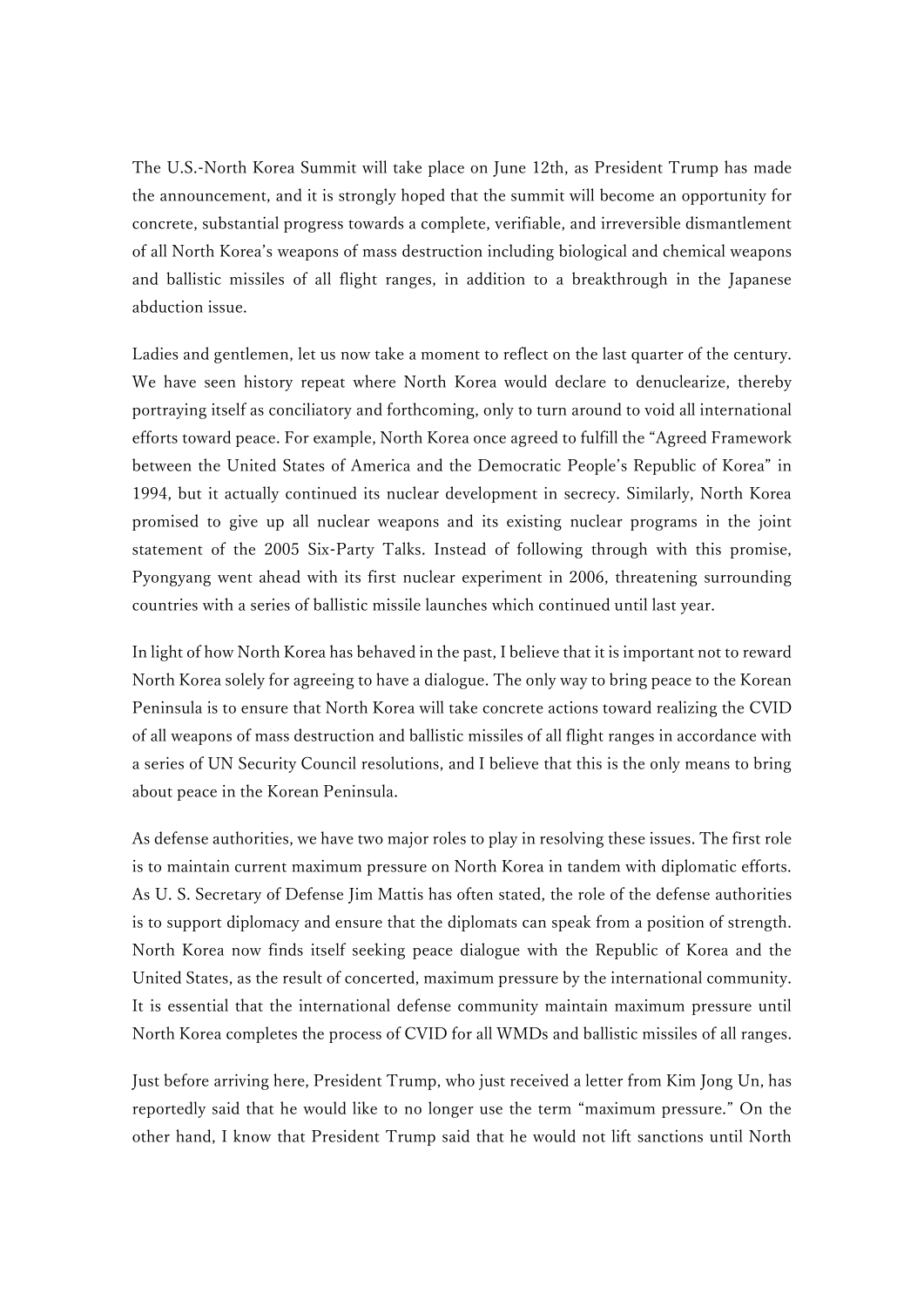The U.S.-North Korea Summit will take place on June 12th, as President Trump has made the announcement, and it is strongly hoped that the summit will become an opportunity for concrete, substantial progress towards a complete, verifiable, and irreversible dismantlement of all North Korea's weapons of mass destruction including biological and chemical weapons and ballistic missiles of all flight ranges, in addition to a breakthrough in the Japanese abduction issue.

Ladies and gentlemen, let us now take a moment to reflect on the last quarter of the century. We have seen history repeat where North Korea would declare to denuclearize, thereby portraying itself as conciliatory and forthcoming, only to turn around to void all international efforts toward peace. For example, North Korea once agreed to fulfill the "Agreed Framework between the United States of America and the Democratic People's Republic of Korea" in 1994, but it actually continued its nuclear development in secrecy. Similarly, North Korea promised to give up all nuclear weapons and its existing nuclear programs in the joint statement of the 2005 Six-Party Talks. Instead of following through with this promise, Pyongyang went ahead with its first nuclear experiment in 2006, threatening surrounding countries with a series of ballistic missile launches which continued until last year.

In light of how North Korea has behaved in the past, I believe that it is important not to reward North Korea solely for agreeing to have a dialogue. The only way to bring peace to the Korean Peninsula is to ensure that North Korea will take concrete actions toward realizing the CVID of all weapons of mass destruction and ballistic missiles of all flight ranges in accordance with a series of UN Security Council resolutions, and I believe that this is the only means to bring about peace in the Korean Peninsula.

As defense authorities, we have two major roles to play in resolving these issues. The first role is to maintain current maximum pressure on North Korea in tandem with diplomatic efforts. As U. S. Secretary of Defense Jim Mattis has often stated, the role of the defense authorities is to support diplomacy and ensure that the diplomats can speak from a position of strength. North Korea now finds itself seeking peace dialogue with the Republic of Korea and the United States, as the result of concerted, maximum pressure by the international community. It is essential that the international defense community maintain maximum pressure until North Korea completes the process of CVID for all WMDs and ballistic missiles of all ranges.

Just before arriving here, President Trump, who just received a letter from Kim Jong Un, has reportedly said that he would like to no longer use the term "maximum pressure." On the other hand, I know that President Trump said that he would not lift sanctions until North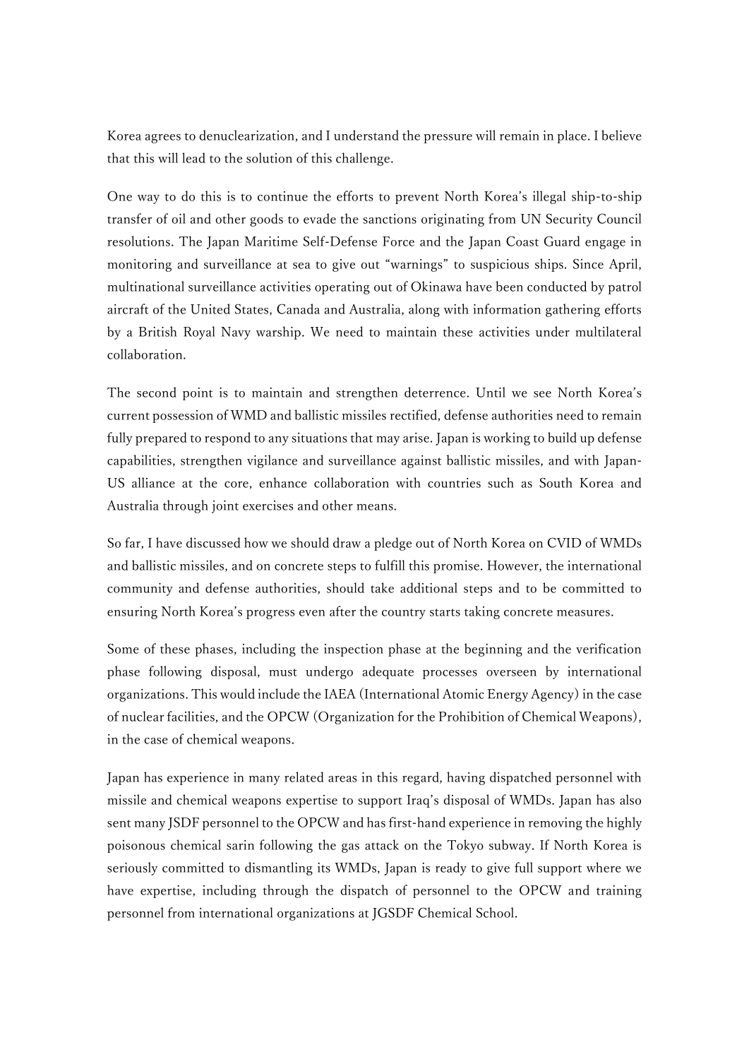Korea agrees to denuclearization, and I understand the pressure will remain in place. I believe that this will lead to the solution of this challenge.

One way to do this is to continue the efforts to prevent North Korea's illegal ship-to-ship transfer of oil and other goods to evade the sanctions originating from UN Security Council resolutions. The Japan Maritime Self-Defense Force and the Japan Coast Guard engage in monitoring and surveillance at sea to give out "warnings" to suspicious ships. Since April, multinational surveillance activities operating out of Okinawa have been conducted by patrol aircraft of the United States, Canada and Australia, along with information gathering efforts by a British Royal Navy warship. We need to maintain these activities under multilateral collaboration.

The second point is to maintain and strengthen deterrence. Until we see North Korea's current possession of WMD and ballistic missiles rectified, defense authorities need to remain fully prepared to respond to any situations that may arise. Japan is working to build up defense capabilities, strengthen vigilance and surveillance against ballistic missiles, and with Japan-US alliance at the core, enhance collaboration with countries such as South Korea and Australia through joint exercises and other means.

So far, I have discussed how we should draw a pledge out of North Korea on CVID of WMDs and ballistic missiles, and on concrete steps to fulfill this promise. However, the international community and defense authorities, should take additional steps and to be committed to ensuring North Korea's progress even after the country starts taking concrete measures.

Some of these phases, including the inspection phase at the beginning and the verification phase following disposal, must undergo adequate processes overseen by international organizations. This would include the IAEA (International Atomic Energy Agency) in the case of nuclear facilities, and the OPCW (Organization for the Prohibition of Chemical Weapons), in the case of chemical weapons.

Japan has experience in many related areas in this regard, having dispatched personnel with missile and chemical weapons expertise to support Iraq's disposal of WMDs. Japan has also sent many JSDF personnel to the OPCW and has first-hand experience in removing the highly poisonous chemical sarin following the gas attack on the Tokyo subway. If North Korea is seriously committed to dismantling its WMDs, Japan is ready to give full support where we have expertise, including through the dispatch of personnel to the OPCW and training personnel from international organizations at JGSDF Chemical School.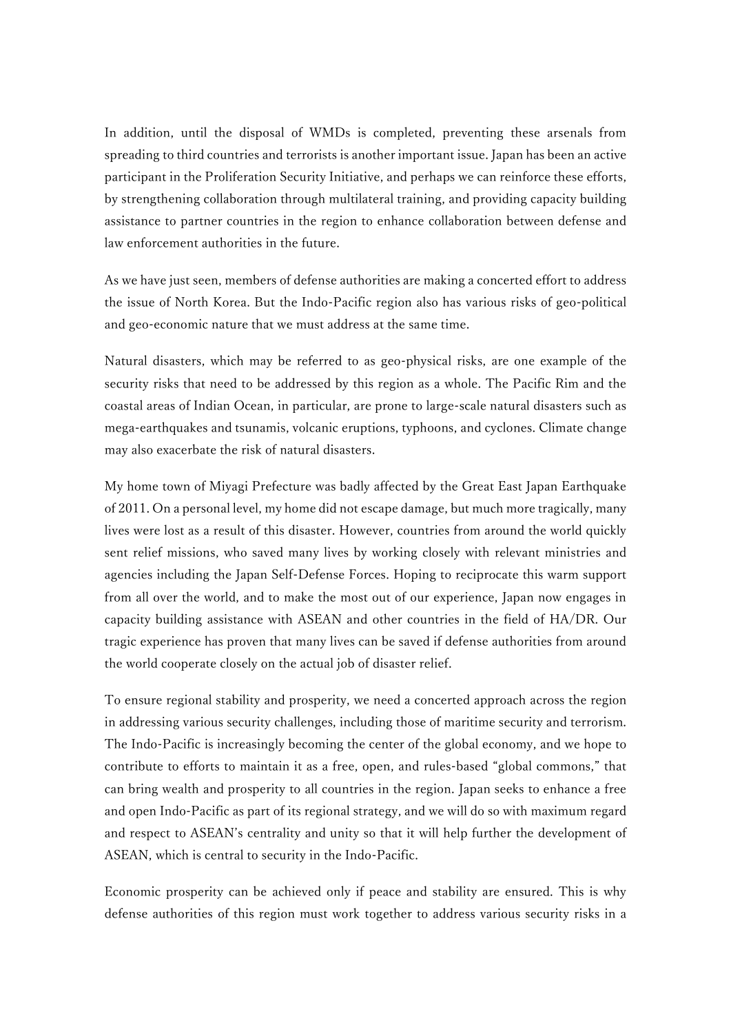In addition, until the disposal of WMDs is completed, preventing these arsenals from spreading to third countries and terrorists is another important issue. Japan has been an active participant in the Proliferation Security Initiative, and perhaps we can reinforce these efforts, by strengthening collaboration through multilateral training, and providing capacity building assistance to partner countries in the region to enhance collaboration between defense and law enforcement authorities in the future.

As we have just seen, members of defense authorities are making a concerted effort to address the issue of North Korea. But the Indo-Pacific region also has various risks of geo-political and geo-economic nature that we must address at the same time.

Natural disasters, which may be referred to as geo-physical risks, are one example of the security risks that need to be addressed by this region as a whole. The Pacific Rim and the coastal areas of Indian Ocean, in particular, are prone to large-scale natural disasters such as mega-earthquakes and tsunamis, volcanic eruptions, typhoons, and cyclones. Climate change may also exacerbate the risk of natural disasters.

My home town of Miyagi Prefecture was badly affected by the Great East Japan Earthquake of 2011. On a personal level, my home did not escape damage, but much more tragically, many lives were lost as a result of this disaster. However, countries from around the world quickly sent relief missions, who saved many lives by working closely with relevant ministries and agencies including the Japan Self-Defense Forces. Hoping to reciprocate this warm support from all over the world, and to make the most out of our experience, Japan now engages in capacity building assistance with ASEAN and other countries in the field of HA/DR. Our tragic experience has proven that many lives can be saved if defense authorities from around the world cooperate closely on the actual job of disaster relief.

To ensure regional stability and prosperity, we need a concerted approach across the region in addressing various security challenges, including those of maritime security and terrorism. The Indo-Pacific is increasingly becoming the center of the global economy, and we hope to contribute to efforts to maintain it as a free, open, and rules-based "global commons," that can bring wealth and prosperity to all countries in the region. Japan seeks to enhance a free and open Indo-Pacific as part of its regional strategy, and we will do so with maximum regard and respect to ASEAN's centrality and unity so that it will help further the development of ASEAN, which is central to security in the Indo-Pacific.

Economic prosperity can be achieved only if peace and stability are ensured. This is why defense authorities of this region must work together to address various security risks in a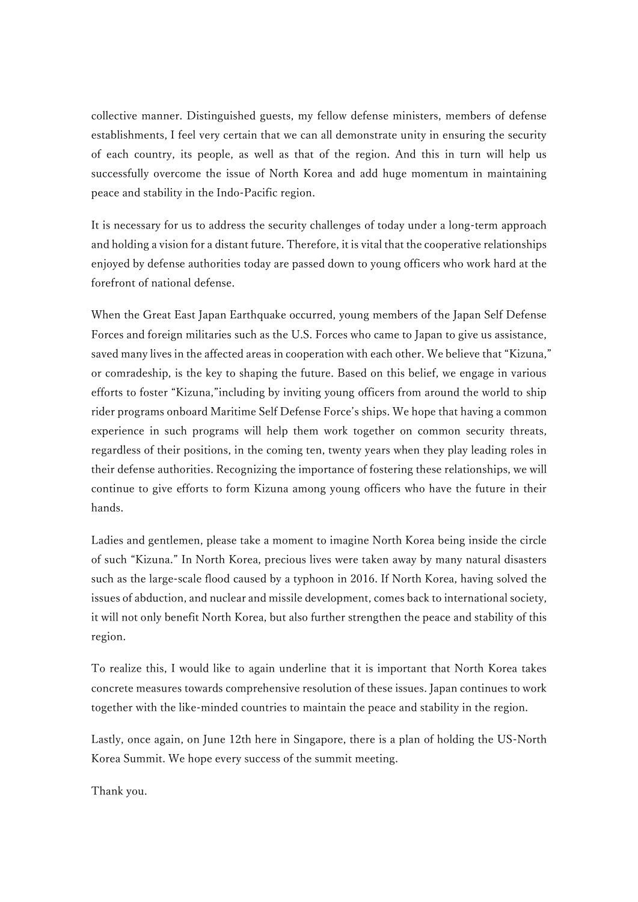collective manner. Distinguished guests, my fellow defense ministers, members of defense establishments, I feel very certain that we can all demonstrate unity in ensuring the security of each country, its people, as well as that of the region. And this in turn will help us successfully overcome the issue of North Korea and add huge momentum in maintaining peace and stability in the Indo-Pacific region.

It is necessary for us to address the security challenges of today under a long-term approach and holding a vision for a distant future. Therefore, it is vital that the cooperative relationships enjoyed by defense authorities today are passed down to young officers who work hard at the forefront of national defense.

When the Great East Japan Earthquake occurred, young members of the Japan Self Defense Forces and foreign militaries such as the U.S. Forces who came to Japan to give us assistance, saved many lives in the affected areas in cooperation with each other. We believe that "Kizuna," or comradeship, is the key to shaping the future. Based on this belief, we engage in various efforts to foster "Kizuna,"including by inviting young officers from around the world to ship rider programs onboard Maritime Self Defense Force's ships. We hope that having a common experience in such programs will help them work together on common security threats, regardless of their positions, in the coming ten, twenty years when they play leading roles in their defense authorities. Recognizing the importance of fostering these relationships, we will continue to give efforts to form Kizuna among young officers who have the future in their hands.

Ladies and gentlemen, please take a moment to imagine North Korea being inside the circle of such "Kizuna." In North Korea, precious lives were taken away by many natural disasters such as the large-scale flood caused by a typhoon in 2016. If North Korea, having solved the issues of abduction, and nuclear and missile development, comes back to international society, it will not only benefit North Korea, but also further strengthen the peace and stability of this region.

To realize this, I would like to again underline that it is important that North Korea takes concrete measures towards comprehensive resolution of these issues. Japan continues to work together with the like-minded countries to maintain the peace and stability in the region.

Lastly, once again, on June 12th here in Singapore, there is a plan of holding the US-North Korea Summit. We hope every success of the summit meeting.

Thank you.